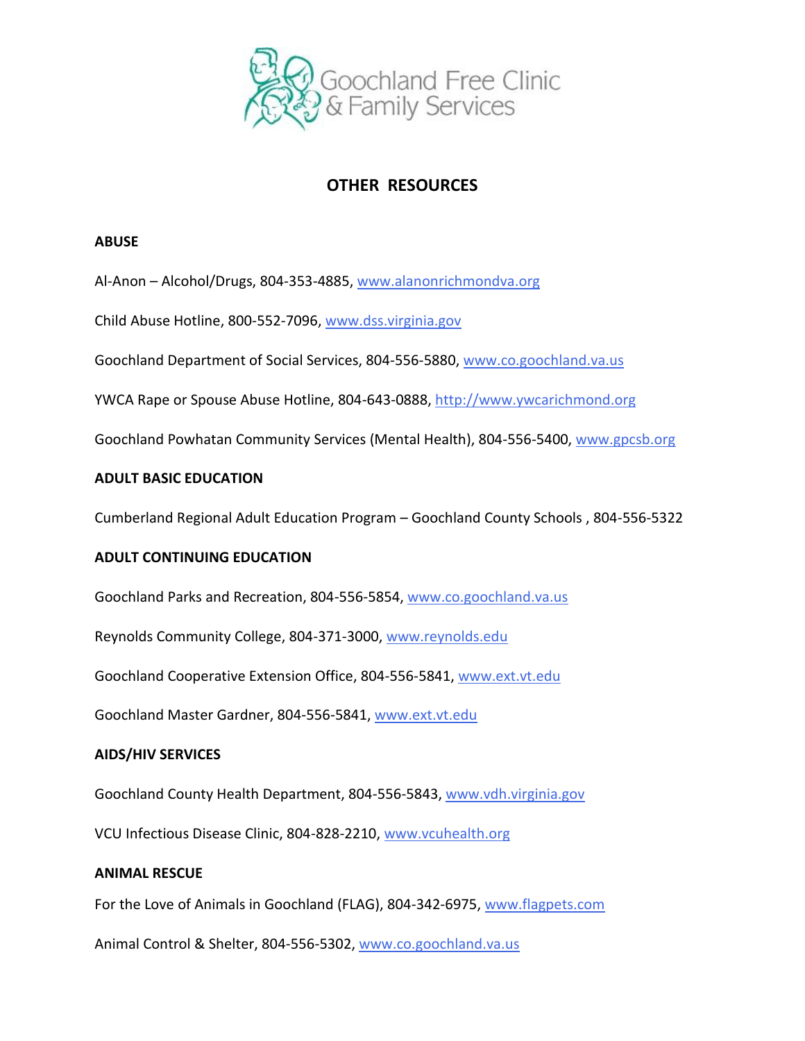Goochland Free Clinic & Family Services

# OTHER RESOURCES

## ABUSE

Al-Anon – Alcohol/Drugs, 804-353-4885, www.alanonrichmondva.org

Child Abuse Hotline, 800-552-7096, www.dss.virginia.gov

Goochland Department of Social Services, 804-556-5880, www.co.goochland.va.us

YWCA Rape or Spouse Abuse Hotline, 804-643-0888, http://www.ywcarichmond.org

Goochland Powhatan Community Services (Mental Health), 804-556-5400, www.gpcsb.org

## ADULT BASIC EDUCATION

Cumberland Regional Adult Education Program – Goochland County Schools , 804-556-5322

## ADULT CONTINUING EDUCATION

Goochland Parks and Recreation, 804-556-5854, www.co.goochland.va.us

Reynolds Community College, 804-371-3000, www.reynolds.edu

Goochland Cooperative Extension Office, 804-556-5841, www.ext.vt.edu

Goochland Master Gardner, 804-556-5841, www.ext.vt.edu

## AIDS/HIV SERVICES

Goochland County Health Department, 804-556-5843, www.vdh.virginia.gov

VCU Infectious Disease Clinic, 804-828-2210, www.vcuhealth.org

## ANIMAL RESCUE

For the Love of Animals in Goochland (FLAG), 804-342-6975, www.flagpets.com

Animal Control & Shelter, 804-556-5302, www.co.goochland.va.us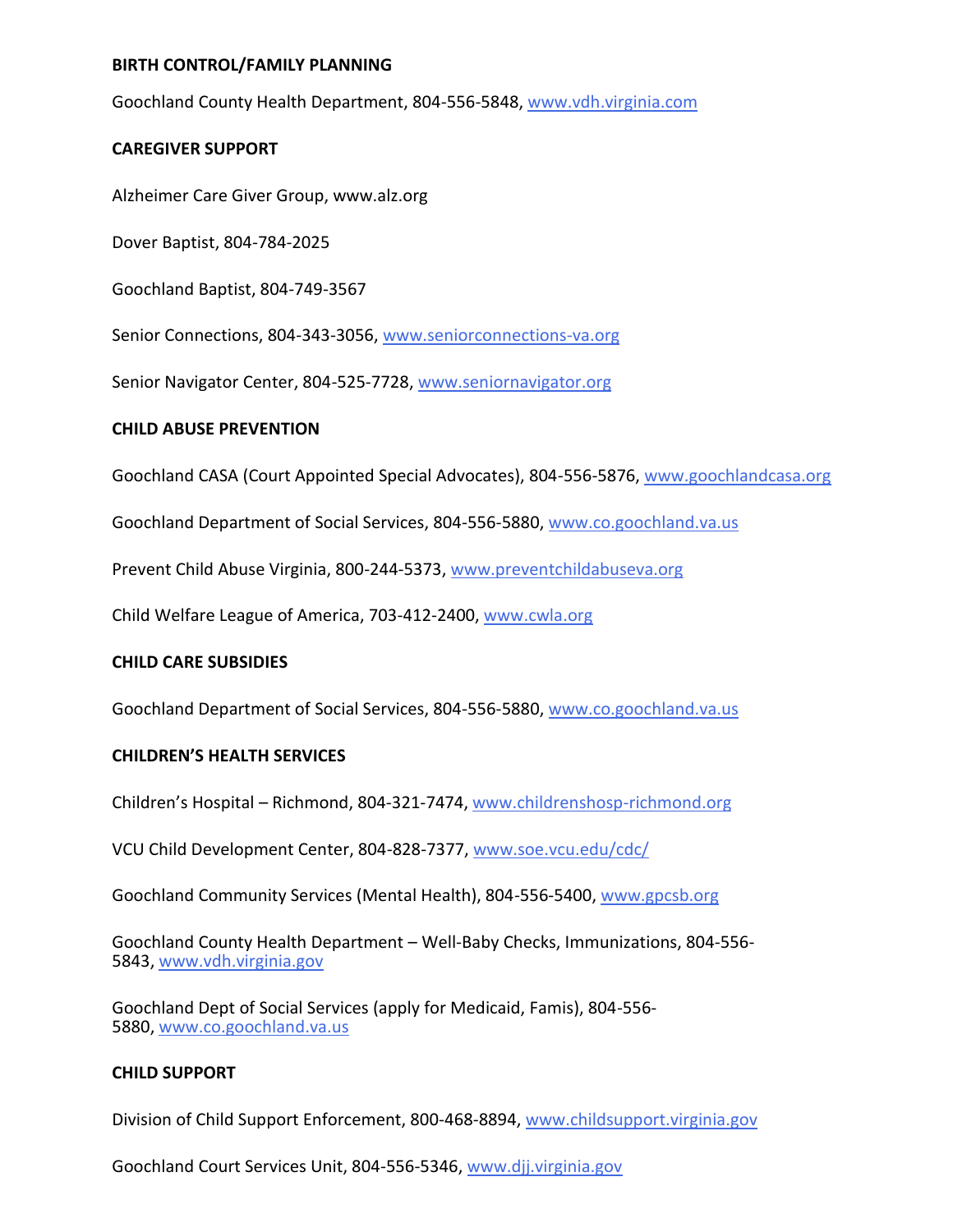**BIRTH CONTROL/FAMILY PLANNING**

Goochland County Health Department, 804-556-5848, www.vdh.virginia.com

**CAREGIVER SUPPORT**

Alzheimer Care Giver Group, www.alz.org

Dover Baptist, 804-784-2025

Goochland Baptist, 804-749-3567

Senior Connections, 804-343-3056, www.seniorconnections-va.org

Senior Navigator Center, 804-525-7728, www.seniornavigator.org

**CHILD ABUSE PREVENTION**

Goochland CASA (Court Appointed Special Advocates), 804-556-5876, www.goochlandcasa.org

Goochland Department of Social Services, 804-556-5880, www.co.goochland.va.us

Prevent Child Abuse Virginia, 800-244-5373, www.preventchildabuseva.org

Child Welfare League of America, 703-412-2400, www.cwla.org

**CHILD CARE SUBSIDIES**

Goochland Department of Social Services, 804-556-5880, www.co.goochland.va.us

**CHILDREN'S HEALTH SERVICES**

Children's Hospital – Richmond, 804-321-7474, www.childrenshosp-richmond.org

VCU Child Development Center, 804-828-7377, www.soe.vcu.edu/cdc/

Goochland Community Services (Mental Health), 804-556-5400, www.gpcsb.org

Goochland County Health Department – Well-Baby Checks, Immunizations, 804-556-5843, www.vdh.virginia.gov

Goochland Dept of Social Services (apply for Medicaid, Famis), 804-556-5880, www.co.goochland.va.us

**CHILD SUPPORT**

Division of Child Support Enforcement, 800-468-8894, www.childsupport.virginia.gov

Goochland Court Services Unit, 804-556-5346, www.djj.virginia.gov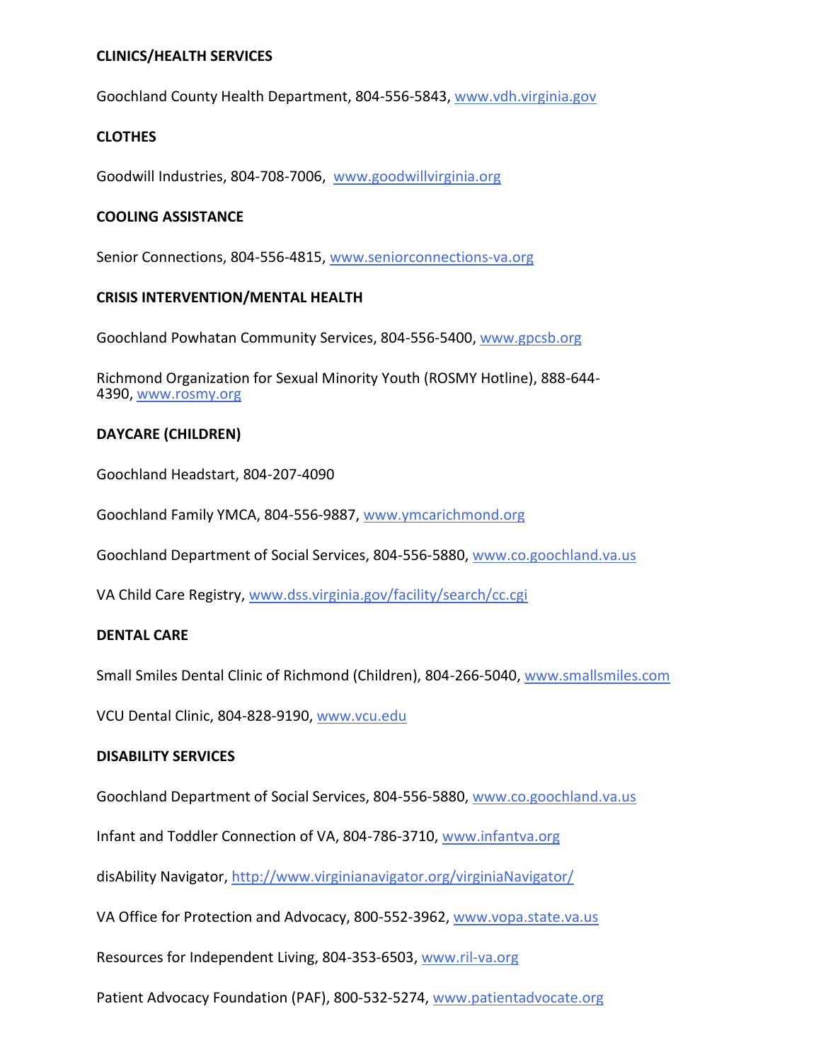**CLINICS/HEALTH SERVICES**

Goochland County Health Department, 804-556-5843, www.vdh.virginia.gov

**CLOTHES**

Goodwill Industries, 804-708-7006, www.goodwillvirginia.org

**COOLING ASSISTANCE**

Senior Connections, 804-556-4815, www.seniorconnections-va.org

**CRISIS INTERVENTION/MENTAL HEALTH**

Goochland Powhatan Community Services, 804-556-5400, www.gpcsb.org

Richmond Organization for Sexual Minority Youth (ROSMY Hotline), 888-644-4390, www.rosmy.org

**DAYCARE (CHILDREN)**

Goochland Headstart, 804-207-4090

Goochland Family YMCA, 804-556-9887, www.ymcarichmond.org

Goochland Department of Social Services, 804-556-5880, www.co.goochland.va.us

VA Child Care Registry, www.dss.virginia.gov/facility/search/cc.cgi

**DENTAL CARE**

Small Smiles Dental Clinic of Richmond (Children), 804-266-5040, www.smallsmiles.com

VCU Dental Clinic, 804-828-9190, www.vcu.edu

**DISABILITY SERVICES**

Goochland Department of Social Services, 804-556-5880, www.co.goochland.va.us

Infant and Toddler Connection of VA, 804-786-3710, www.infantva.org

disAbility Navigator, http://www.virginianavigator.org/virginiaNavigator/

VA Office for Protection and Advocacy, 800-552-3962, www.vopa.state.va.us

Resources for Independent Living, 804-353-6503, www.ril-va.org

Patient Advocacy Foundation (PAF), 800-532-5274, www.patientadvocate.org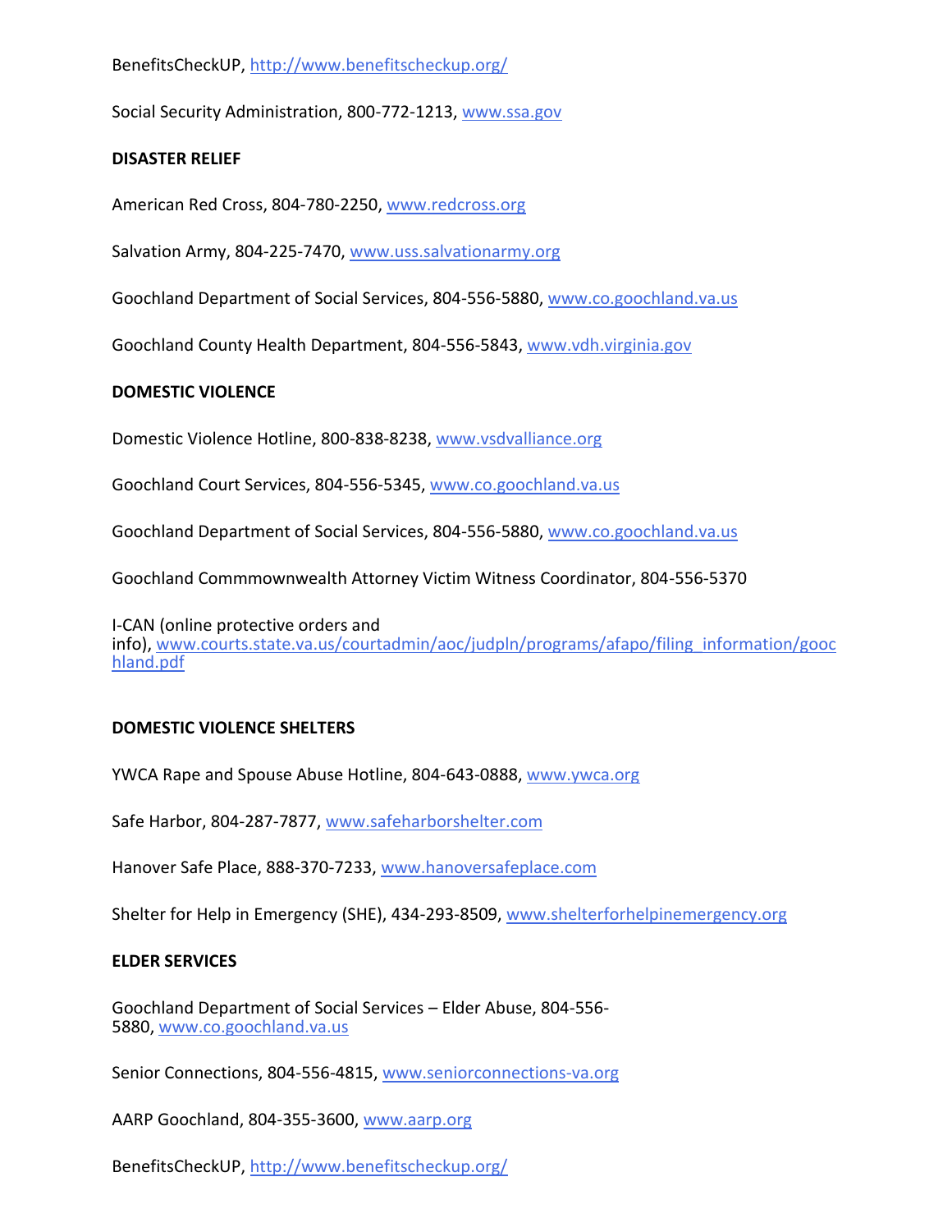BenefitsCheckUP, http://www.benefitscheckup.org/

Social Security Administration, 800-772-1213, www.ssa.gov

**DISASTER RELIEF**

American Red Cross, 804-780-2250, www.redcross.org

Salvation Army, 804-225-7470, www.uss.salvationarmy.org

Goochland Department of Social Services, 804-556-5880, www.co.goochland.va.us

Goochland County Health Department, 804-556-5843, www.vdh.virginia.gov

**DOMESTIC VIOLENCE**

Domestic Violence Hotline, 800-838-8238, www.vsdvalliance.org

Goochland Court Services, 804-556-5345, www.co.goochland.va.us

Goochland Department of Social Services, 804-556-5880, www.co.goochland.va.us

Goochland Commmownwealth Attorney Victim Witness Coordinator, 804-556-5370

I-CAN (online protective orders and info), www.courts.state.va.us/courtadmin/aoc/judpln/programs/afapo/filing_information/goochland.pdf

**DOMESTIC VIOLENCE SHELTERS**

YWCA Rape and Spouse Abuse Hotline, 804-643-0888, www.ywca.org

Safe Harbor, 804-287-7877, www.safeharborshelter.com

Hanover Safe Place, 888-370-7233, www.hanoversafeplace.com

Shelter for Help in Emergency (SHE), 434-293-8509, www.shelterforhelpinemergency.org

**ELDER SERVICES**

Goochland Department of Social Services – Elder Abuse, 804-556-5880, www.co.goochland.va.us

Senior Connections, 804-556-4815, www.seniorconnections-va.org

AARP Goochland, 804-355-3600, www.aarp.org

BenefitsCheckUP, http://www.benefitscheckup.org/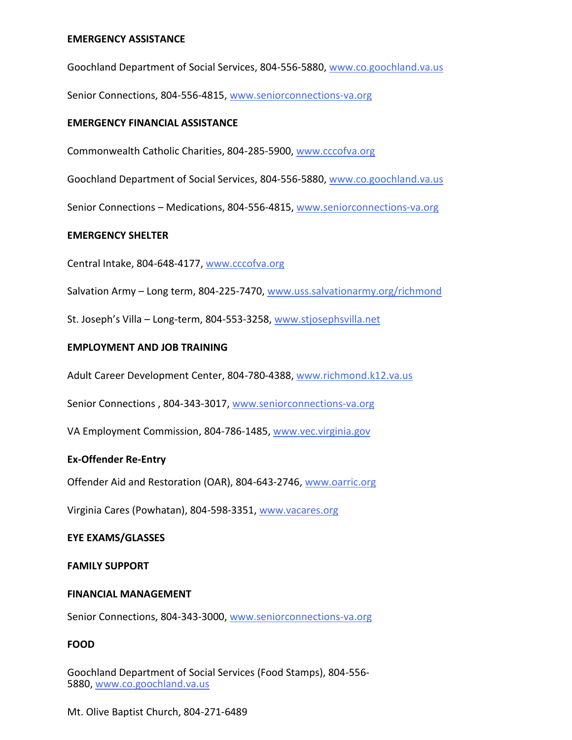**EMERGENCY ASSISTANCE**

Goochland Department of Social Services, 804-556-5880, www.co.goochland.va.us

Senior Connections, 804-556-4815, www.seniorconnections-va.org

**EMERGENCY FINANCIAL ASSISTANCE**

Commonwealth Catholic Charities, 804-285-5900, www.cccofva.org

Goochland Department of Social Services, 804-556-5880, www.co.goochland.va.us

Senior Connections – Medications, 804-556-4815, www.seniorconnections-va.org

**EMERGENCY SHELTER**

Central Intake, 804-648-4177, www.cccofva.org

Salvation Army – Long term, 804-225-7470, www.uss.salvationarmy.org/richmond

St. Joseph's Villa – Long-term, 804-553-3258, www.stjosephsvilla.net

**EMPLOYMENT AND JOB TRAINING**

Adult Career Development Center, 804-780-4388, www.richmond.k12.va.us

Senior Connections , 804-343-3017, www.seniorconnections-va.org

VA Employment Commission, 804-786-1485, www.vec.virginia.gov

**Ex-Offender Re-Entry**

Offender Aid and Restoration (OAR), 804-643-2746, www.oarric.org

Virginia Cares (Powhatan), 804-598-3351, www.vacares.org

**EYE EXAMS/GLASSES**

**FAMILY SUPPORT**

**FINANCIAL MANAGEMENT**

Senior Connections, 804-343-3000, www.seniorconnections-va.org

**FOOD**

Goochland Department of Social Services (Food Stamps), 804-556-5880, www.co.goochland.va.us

Mt. Olive Baptist Church, 804-271-6489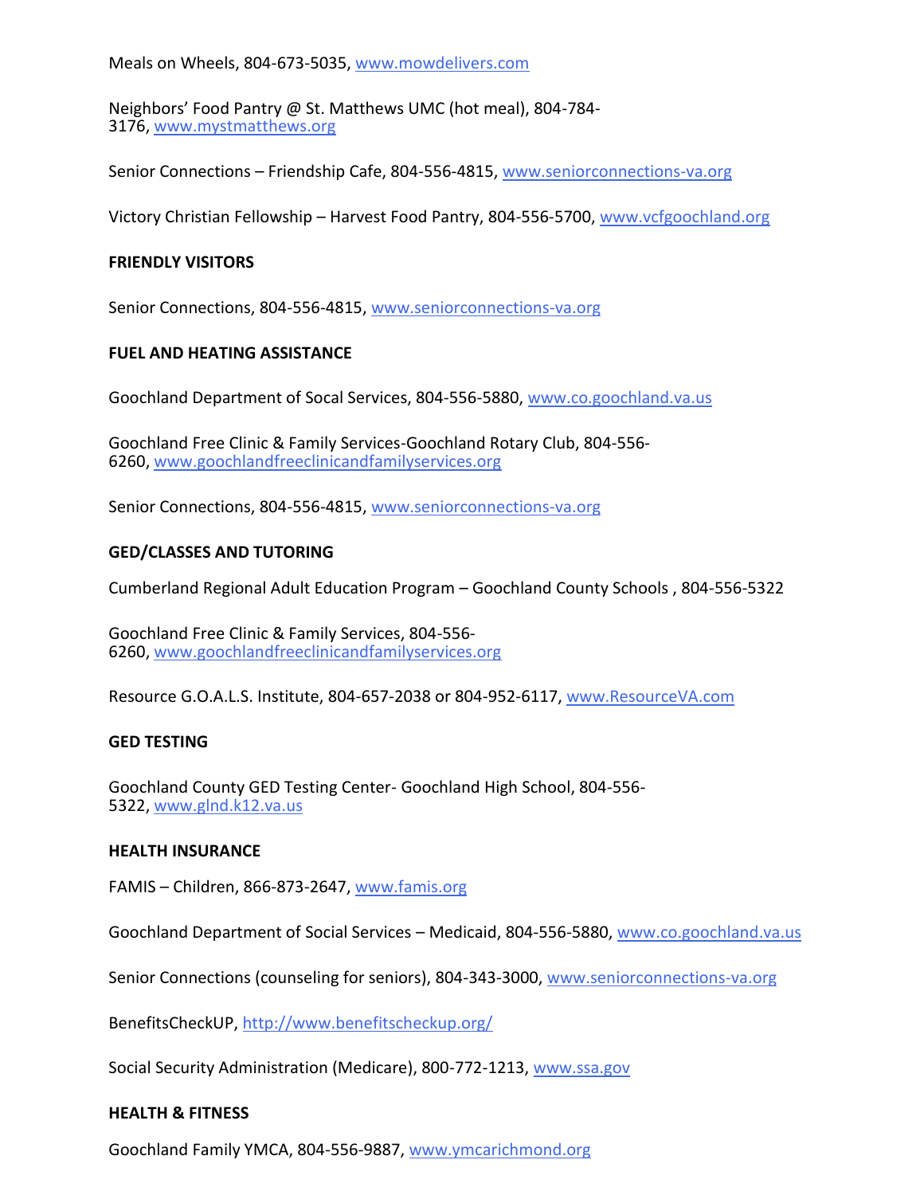Meals on Wheels, 804-673-5035, www.mowdelivers.com

Neighbors' Food Pantry @ St. Matthews UMC (hot meal), 804-784-3176, www.mystmatthews.org

Senior Connections – Friendship Cafe, 804-556-4815, www.seniorconnections-va.org

Victory Christian Fellowship – Harvest Food Pantry, 804-556-5700, www.vcfgoochland.org

**FRIENDLY VISITORS**

Senior Connections, 804-556-4815, www.seniorconnections-va.org

**FUEL AND HEATING ASSISTANCE**

Goochland Department of Socal Services, 804-556-5880, www.co.goochland.va.us

Goochland Free Clinic & Family Services-Goochland Rotary Club, 804-556-6260, www.goochlandfreeclinicandfamilyservices.org

Senior Connections, 804-556-4815, www.seniorconnections-va.org

**GED/CLASSES AND TUTORING**

Cumberland Regional Adult Education Program – Goochland County Schools , 804-556-5322

Goochland Free Clinic & Family Services, 804-556-6260, www.goochlandfreeclinicandfamilyservices.org

Resource G.O.A.L.S. Institute, 804-657-2038 or 804-952-6117, www.ResourceVA.com

**GED TESTING**

Goochland County GED Testing Center- Goochland High School, 804-556-5322, www.glnd.k12.va.us

**HEALTH INSURANCE**

FAMIS – Children, 866-873-2647, www.famis.org

Goochland Department of Social Services – Medicaid, 804-556-5880, www.co.goochland.va.us

Senior Connections (counseling for seniors), 804-343-3000, www.seniorconnections-va.org

BenefitsCheckUP, http://www.benefitscheckup.org/

Social Security Administration (Medicare), 800-772-1213, www.ssa.gov

**HEALTH & FITNESS**

Goochland Family YMCA, 804-556-9887, www.ymcarichmond.org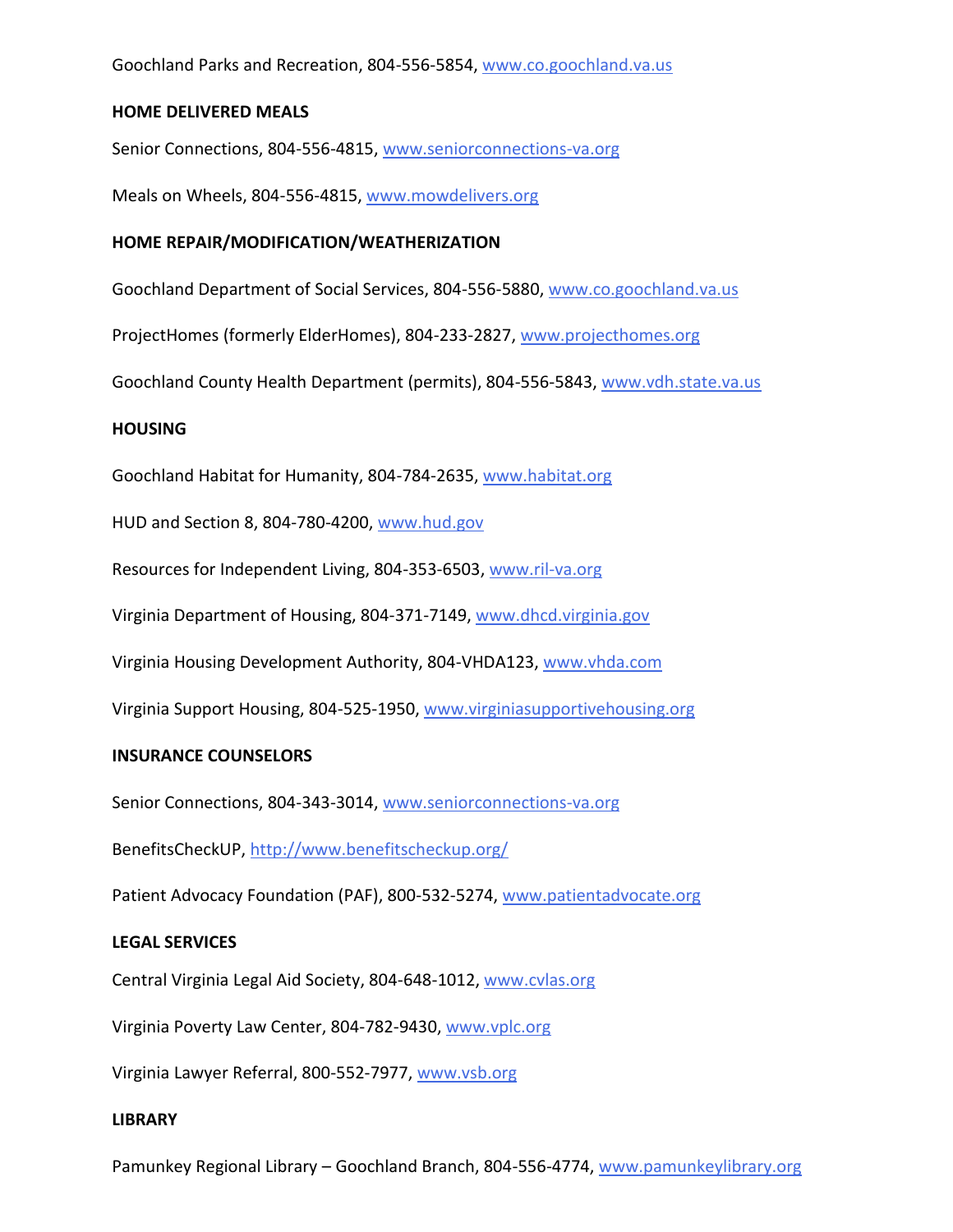Goochland Parks and Recreation, 804-556-5854, www.co.goochland.va.us

**HOME DELIVERED MEALS**

Senior Connections, 804-556-4815, www.seniorconnections-va.org

Meals on Wheels, 804-556-4815, www.mowdelivers.org

**HOME REPAIR/MODIFICATION/WEATHERIZATION**

Goochland Department of Social Services, 804-556-5880, www.co.goochland.va.us

ProjectHomes (formerly ElderHomes), 804-233-2827, www.projecthomes.org

Goochland County Health Department (permits), 804-556-5843, www.vdh.state.va.us

**HOUSING**

Goochland Habitat for Humanity, 804-784-2635, www.habitat.org

HUD and Section 8, 804-780-4200, www.hud.gov

Resources for Independent Living, 804-353-6503, www.ril-va.org

Virginia Department of Housing, 804-371-7149, www.dhcd.virginia.gov

Virginia Housing Development Authority, 804-VHDA123, www.vhda.com

Virginia Support Housing, 804-525-1950, www.virginiasupportivehousing.org

**INSURANCE COUNSELORS**

Senior Connections, 804-343-3014, www.seniorconnections-va.org

BenefitsCheckUP, http://www.benefitscheckup.org/

Patient Advocacy Foundation (PAF), 800-532-5274, www.patientadvocate.org

**LEGAL SERVICES**

Central Virginia Legal Aid Society, 804-648-1012, www.cvlas.org

Virginia Poverty Law Center, 804-782-9430, www.vplc.org

Virginia Lawyer Referral, 800-552-7977, www.vsb.org

**LIBRARY**

Pamunkey Regional Library – Goochland Branch, 804-556-4774, www.pamunkeylibrary.org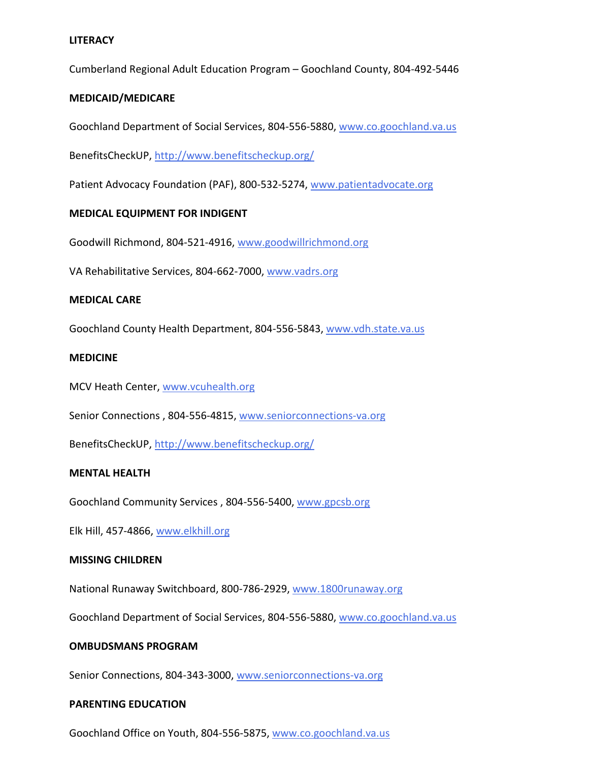**LITERACY**

Cumberland Regional Adult Education Program – Goochland County, 804-492-5446

**MEDICAID/MEDICARE**

Goochland Department of Social Services, 804-556-5880, www.co.goochland.va.us

BenefitsCheckUP, http://www.benefitscheckup.org/

Patient Advocacy Foundation (PAF), 800-532-5274, www.patientadvocate.org

**MEDICAL EQUIPMENT FOR INDIGENT**

Goodwill Richmond, 804-521-4916, www.goodwillrichmond.org

VA Rehabilitative Services, 804-662-7000, www.vadrs.org

**MEDICAL CARE**

Goochland County Health Department, 804-556-5843, www.vdh.state.va.us

**MEDICINE**

MCV Heath Center, www.vcuhealth.org

Senior Connections , 804-556-4815, www.seniorconnections-va.org

BenefitsCheckUP, http://www.benefitscheckup.org/

**MENTAL HEALTH**

Goochland Community Services , 804-556-5400, www.gpcsb.org

Elk Hill, 457-4866, www.elkhill.org

**MISSING CHILDREN**

National Runaway Switchboard, 800-786-2929, www.1800runaway.org

Goochland Department of Social Services, 804-556-5880, www.co.goochland.va.us

**OMBUDSMANS PROGRAM**

Senior Connections, 804-343-3000, www.seniorconnections-va.org

**PARENTING EDUCATION**

Goochland Office on Youth, 804-556-5875, www.co.goochland.va.us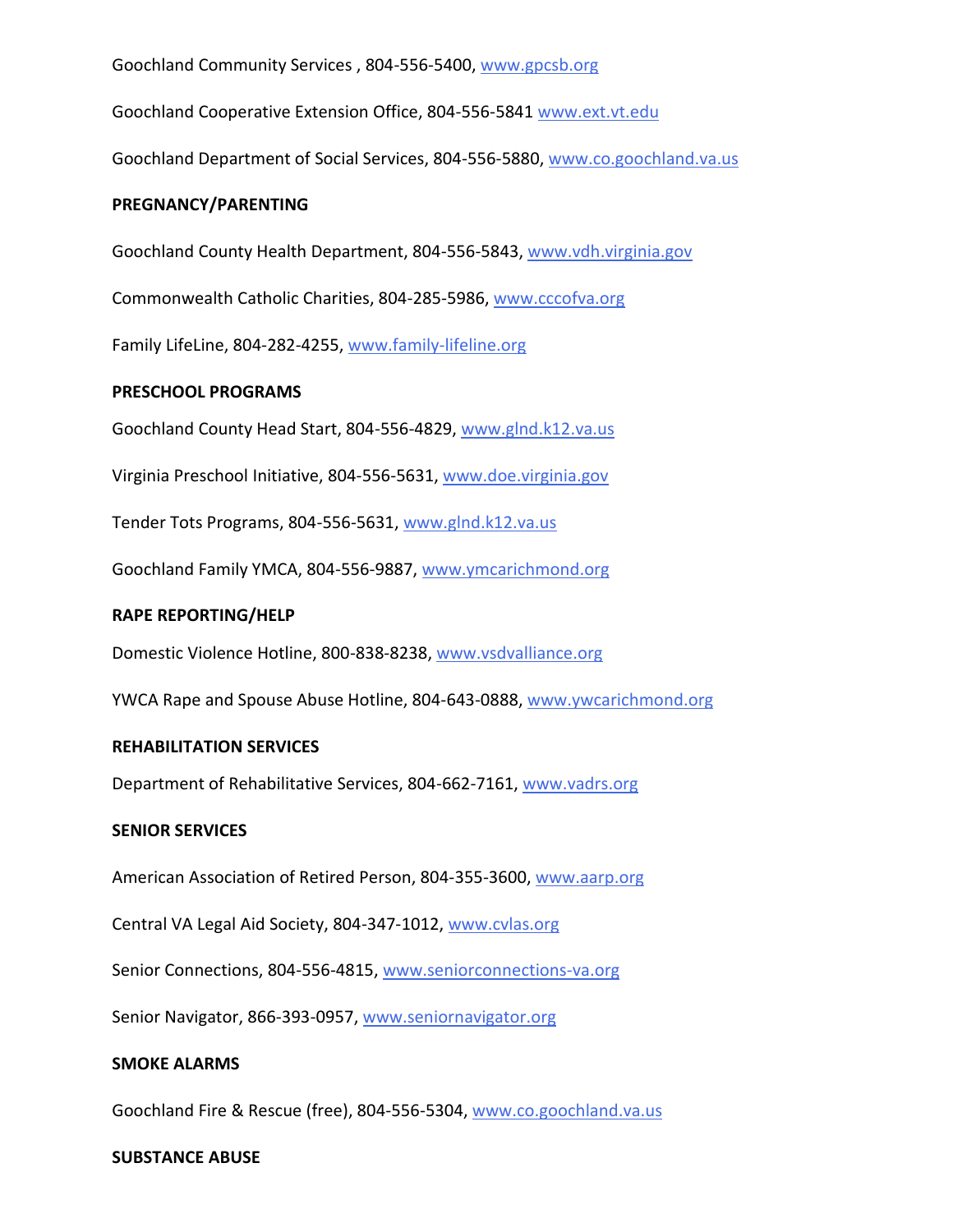Goochland Community Services , 804-556-5400, www.gpcsb.org

Goochland Cooperative Extension Office, 804-556-5841 www.ext.vt.edu

Goochland Department of Social Services, 804-556-5880, www.co.goochland.va.us

**PREGNANCY/PARENTING**

Goochland County Health Department, 804-556-5843, www.vdh.virginia.gov

Commonwealth Catholic Charities, 804-285-5986, www.cccofva.org

Family LifeLine, 804-282-4255, www.family-lifeline.org

**PRESCHOOL PROGRAMS**

Goochland County Head Start, 804-556-4829, www.glnd.k12.va.us

Virginia Preschool Initiative, 804-556-5631, www.doe.virginia.gov

Tender Tots Programs, 804-556-5631, www.glnd.k12.va.us

Goochland Family YMCA, 804-556-9887, www.ymcarichmond.org

**RAPE REPORTING/HELP**

Domestic Violence Hotline, 800-838-8238, www.vsdvalliance.org

YWCA Rape and Spouse Abuse Hotline, 804-643-0888, www.ywcarichmond.org

**REHABILITATION SERVICES**

Department of Rehabilitative Services, 804-662-7161, www.vadrs.org

**SENIOR SERVICES**

American Association of Retired Person, 804-355-3600, www.aarp.org

Central VA Legal Aid Society, 804-347-1012, www.cvlas.org

Senior Connections, 804-556-4815, www.seniorconnections-va.org

Senior Navigator, 866-393-0957, www.seniornavigator.org

**SMOKE ALARMS**

Goochland Fire & Rescue (free), 804-556-5304, www.co.goochland.va.us

**SUBSTANCE ABUSE**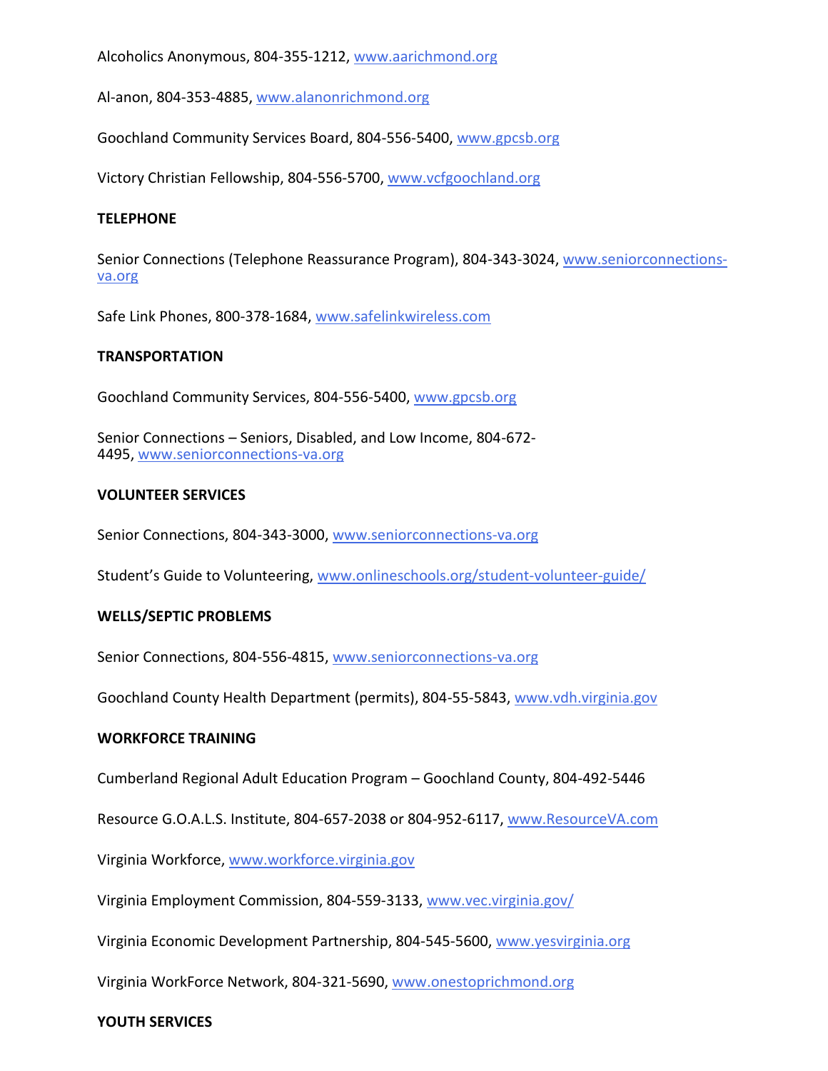Alcoholics Anonymous, 804-355-1212, www.aarichmond.org

Al-anon, 804-353-4885, www.alanonrichmond.org

Goochland Community Services Board, 804-556-5400, www.gpcsb.org

Victory Christian Fellowship, 804-556-5700, www.vcfgoochland.org

**TELEPHONE**

Senior Connections (Telephone Reassurance Program), 804-343-3024, www.seniorconnections-va.org

Safe Link Phones, 800-378-1684, www.safelinkwireless.com

**TRANSPORTATION**

Goochland Community Services, 804-556-5400, www.gpcsb.org

Senior Connections – Seniors, Disabled, and Low Income, 804-672-4495, www.seniorconnections-va.org

**VOLUNTEER SERVICES**

Senior Connections, 804-343-3000, www.seniorconnections-va.org

Student's Guide to Volunteering, www.onlineschools.org/student-volunteer-guide/

**WELLS/SEPTIC PROBLEMS**

Senior Connections, 804-556-4815, www.seniorconnections-va.org

Goochland County Health Department (permits), 804-55-5843, www.vdh.virginia.gov

**WORKFORCE TRAINING**

Cumberland Regional Adult Education Program – Goochland County, 804-492-5446

Resource G.O.A.L.S. Institute, 804-657-2038 or 804-952-6117, www.ResourceVA.com

Virginia Workforce, www.workforce.virginia.gov

Virginia Employment Commission, 804-559-3133, www.vec.virginia.gov/

Virginia Economic Development Partnership, 804-545-5600, www.yesvirginia.org

Virginia WorkForce Network, 804-321-5690, www.onestoprichmond.org

**YOUTH SERVICES**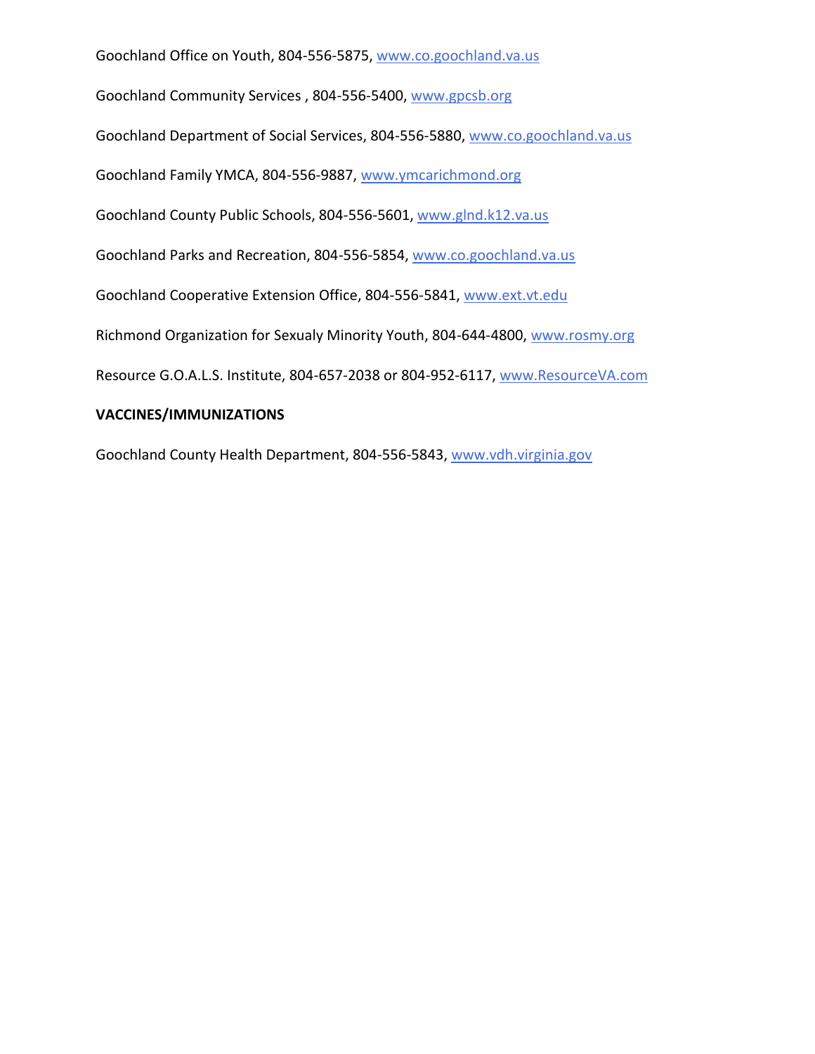Goochland Office on Youth, 804-556-5875, www.co.goochland.va.us

Goochland Community Services , 804-556-5400, www.gpcsb.org

Goochland Department of Social Services, 804-556-5880, www.co.goochland.va.us

Goochland Family YMCA, 804-556-9887, www.ymcarichmond.org

Goochland County Public Schools, 804-556-5601, www.glnd.k12.va.us

Goochland Parks and Recreation, 804-556-5854, www.co.goochland.va.us

Goochland Cooperative Extension Office, 804-556-5841, www.ext.vt.edu

Richmond Organization for Sexualy Minority Youth, 804-644-4800, www.rosmy.org

Resource G.O.A.L.S. Institute, 804-657-2038 or 804-952-6117, www.ResourceVA.com

**VACCINES/IMMUNIZATIONS**

Goochland County Health Department, 804-556-5843, www.vdh.virginia.gov